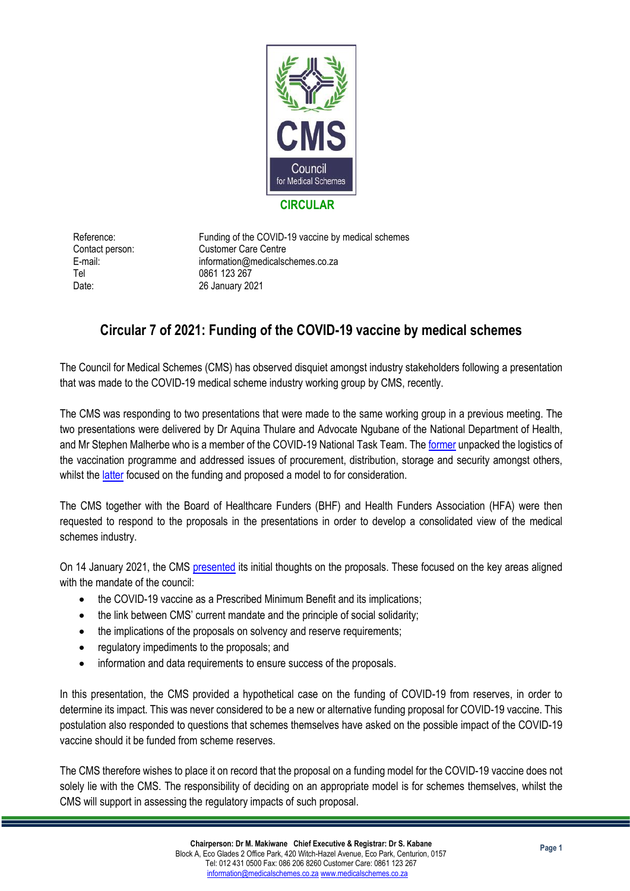**CIRCULAR**

| | |
|---|---|
| Reference: | Funding of the COVID-19 vaccine by medical schemes |
| Contact person: | Customer Care Centre |
| E-mail: | information@medicalschemes.co.za |
| Tel | 0861 123 267 |
| Date: | 26 January 2021 |

## Circular 7 of 2021: Funding of the COVID-19 vaccine by medical schemes

The Council for Medical Schemes (CMS) has observed disquiet amongst industry stakeholders following a presentation that was made to the COVID-19 medical scheme industry working group by CMS, recently.

The CMS was responding to two presentations that were made to the same working group in a previous meeting. The two presentations were delivered by Dr Aquina Thulare and Advocate Ngubane of the National Department of Health, and Mr Stephen Malherbe who is a member of the COVID-19 National Task Team. The former unpacked the logistics of the vaccination programme and addressed issues of procurement, distribution, storage and security amongst others, whilst the latter focused on the funding and proposed a model to for consideration.

The CMS together with the Board of Healthcare Funders (BHF) and Health Funders Association (HFA) were then requested to respond to the proposals in the presentations in order to develop a consolidated view of the medical schemes industry.

On 14 January 2021, the CMS presented its initial thoughts on the proposals. These focused on the key areas aligned with the mandate of the council:

- the COVID-19 vaccine as a Prescribed Minimum Benefit and its implications;
- the link between CMS' current mandate and the principle of social solidarity;
- the implications of the proposals on solvency and reserve requirements;
- regulatory impediments to the proposals; and
- information and data requirements to ensure success of the proposals.

In this presentation, the CMS provided a hypothetical case on the funding of COVID-19 from reserves, in order to determine its impact. This was never considered to be a new or alternative funding proposal for COVID-19 vaccine. This postulation also responded to questions that schemes themselves have asked on the possible impact of the COVID-19 vaccine should it be funded from scheme reserves.

The CMS therefore wishes to place it on record that the proposal on a funding model for the COVID-19 vaccine does not solely lie with the CMS. The responsibility of deciding on an appropriate model is for schemes themselves, whilst the CMS will support in assessing the regulatory impacts of such proposal.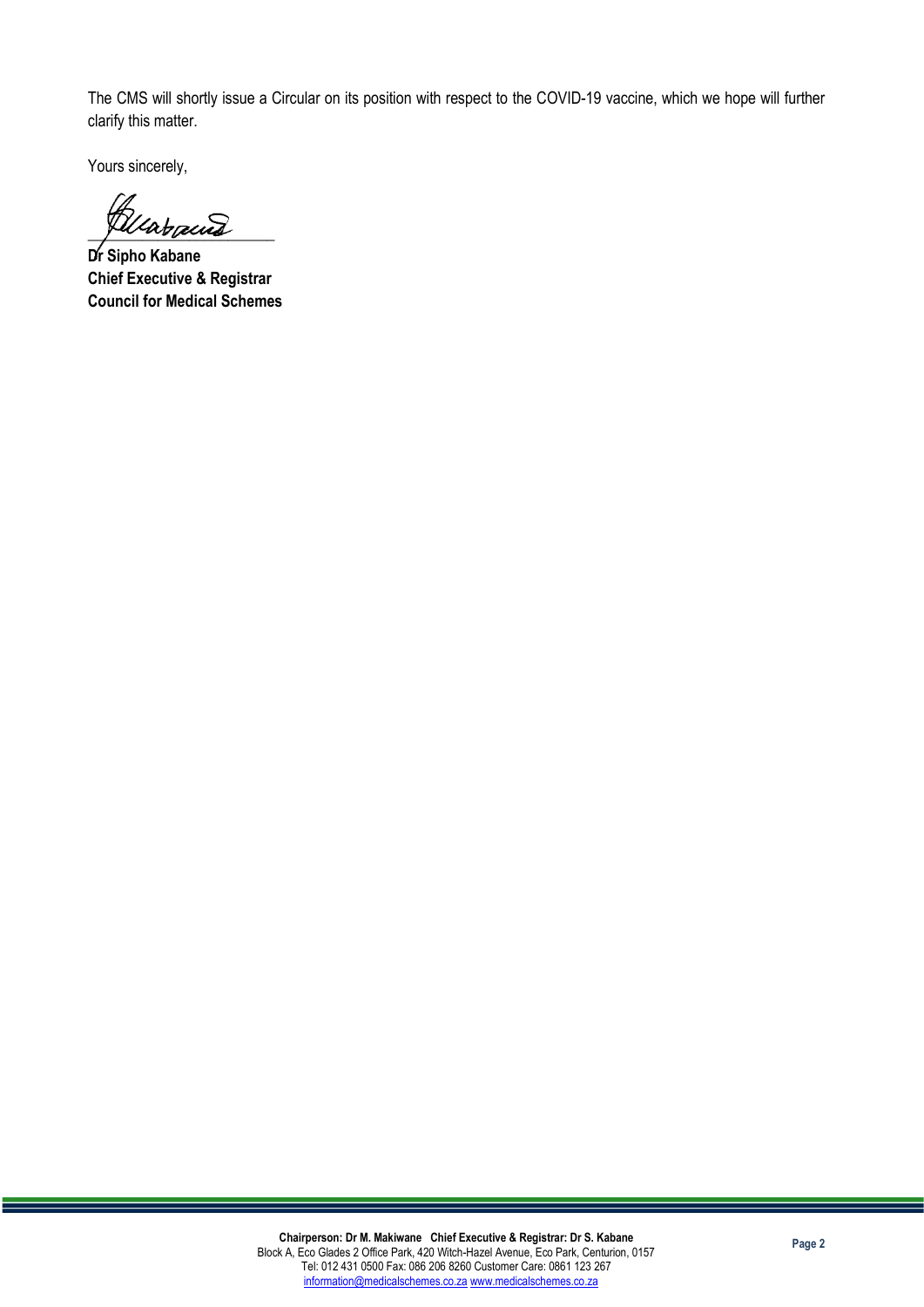The CMS will shortly issue a Circular on its position with respect to the COVID-19 vaccine, which we hope will further clarify this matter.

Yours sincerely,

**Dr Sipho Kabane**
**Chief Executive & Registrar**
**Council for Medical Schemes**